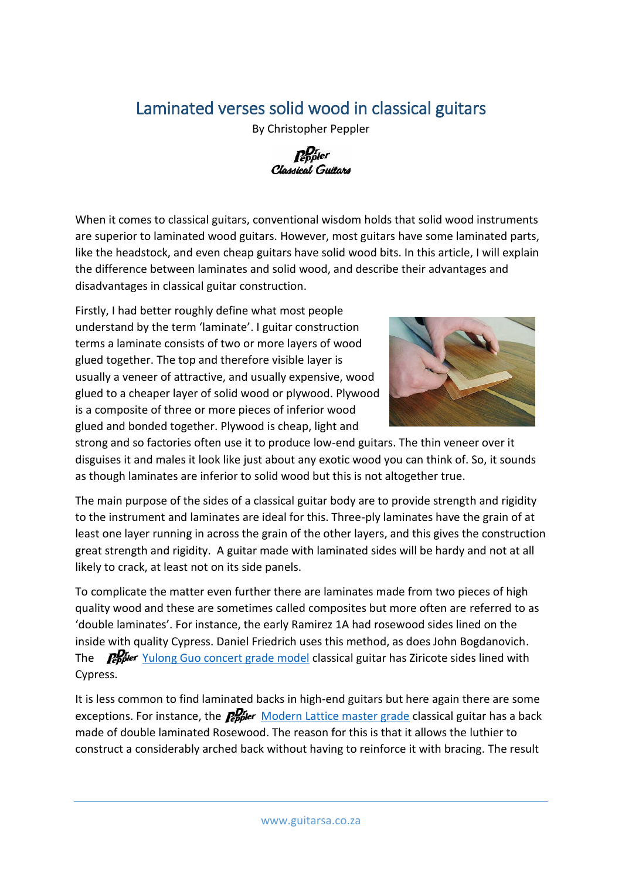# Laminated verses solid wood in classical guitars

By Christopher Peppler

When it comes to classical guitars, conventional wisdom holds that solid wood instruments are superior to laminated wood guitars. However, most guitars have some laminated parts, like the headstock, and even cheap guitars have solid wood bits. In this article, I will explain the difference between laminates and solid wood, and describe their advantages and disadvantages in classical guitar construction.

Firstly, I had better roughly define what most people understand by the term 'laminate'. I guitar construction terms a laminate consists of two or more layers of wood glued together. The top and therefore visible layer is usually a veneer of attractive, and usually expensive, wood glued to a cheaper layer of solid wood or plywood. Plywood is a composite of three or more pieces of inferior wood glued and bonded together. Plywood is cheap, light and strong and so factories often use it to produce low-end guitars. The thin veneer over it disguises it and males it look like just about any exotic wood you can think of. So, it sounds as though laminates are inferior to solid wood but this is not altogether true.

The main purpose of the sides of a classical guitar body are to provide strength and rigidity to the instrument and laminates are ideal for this. Three-ply laminates have the grain of at least one layer running in across the grain of the other layers, and this gives the construction great strength and rigidity. A guitar made with laminated sides will be hardy and not at all likely to crack, at least not on its side panels.

To complicate the matter even further there are laminates made from two pieces of high quality wood and these are sometimes called composites but more often are referred to as 'double laminates'. For instance, the early Ramirez 1A had rosewood sides lined on the inside with quality Cypress. Daniel Friedrich uses this method, as does John Bogdanovich. The Dr Peppler Yulong Guo concert grade model classical guitar has Ziricote sides lined with Cypress.

It is less common to find laminated backs in high-end guitars but here again there are some exceptions. For instance, the Dr Peppler Modern Lattice master grade classical guitar has a back made of double laminated Rosewood. The reason for this is that it allows the luthier to construct a considerably arched back without having to reinforce it with bracing. The result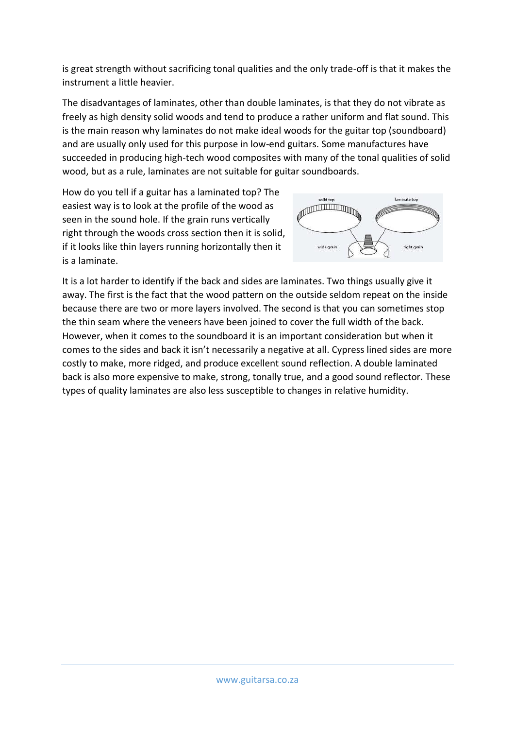is great strength without sacrificing tonal qualities and the only trade-off is that it makes the instrument a little heavier.

The disadvantages of laminates, other than double laminates, is that they do not vibrate as freely as high density solid woods and tend to produce a rather uniform and flat sound. This is the main reason why laminates do not make ideal woods for the guitar top (soundboard) and are usually only used for this purpose in low-end guitars. Some manufactures have succeeded in producing high-tech wood composites with many of the tonal qualities of solid wood, but as a rule, laminates are not suitable for guitar soundboards.

How do you tell if a guitar has a laminated top? The easiest way is to look at the profile of the wood as seen in the sound hole. If the grain runs vertically right through the woods cross section then it is solid, if it looks like thin layers running horizontally then it is a laminate.

solid top
laminate top
wide grain
tight grain

It is a lot harder to identify if the back and sides are laminates. Two things usually give it away. The first is the fact that the wood pattern on the outside seldom repeat on the inside because there are two or more layers involved. The second is that you can sometimes stop the thin seam where the veneers have been joined to cover the full width of the back. However, when it comes to the soundboard it is an important consideration but when it comes to the sides and back it isn't necessarily a negative at all. Cypress lined sides are more costly to make, more ridged, and produce excellent sound reflection. A double laminated back is also more expensive to make, strong, tonally true, and a good sound reflector. These types of quality laminates are also less susceptible to changes in relative humidity.